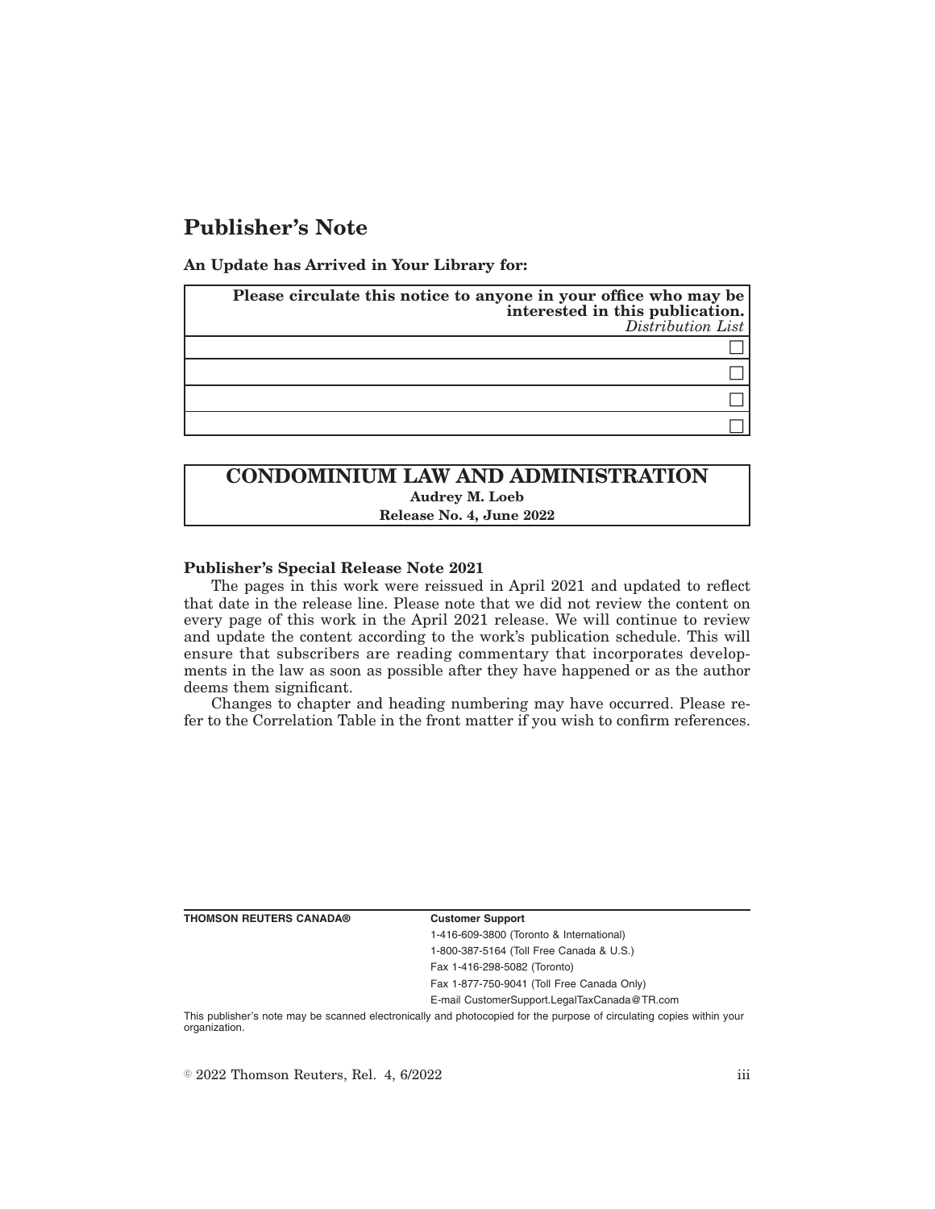# Publisher's Note

**An Update has Arrived in Your Library for:**

| **Please circulate this notice to anyone in your office who may be interested in this publication.** *Distribution List* |
| --- |
| ☐ |
| ☐ |
| ☐ |
| ☐ |

## CONDOMINIUM LAW AND ADMINISTRATION

**Audrey M. Loeb**

**Release No. 4, June 2022**

**Publisher's Special Release Note 2021**

The pages in this work were reissued in April 2021 and updated to reflect that date in the release line. Please note that we did not review the content on every page of this work in the April 2021 release. We will continue to review and update the content according to the work's publication schedule. This will ensure that subscribers are reading commentary that incorporates developments in the law as soon as possible after they have happened or as the author deems them significant.

Changes to chapter and heading numbering may have occurred. Please refer to the Correlation Table in the front matter if you wish to confirm references.

**THOMSON REUTERS CANADA®**

**Customer Support**

1-416-609-3800 (Toronto & International)

1-800-387-5164 (Toll Free Canada & U.S.)

Fax 1-416-298-5082 (Toronto)

Fax 1-877-750-9041 (Toll Free Canada Only)

E-mail CustomerSupport.LegalTaxCanada@TR.com

This publisher's note may be scanned electronically and photocopied for the purpose of circulating copies within your organization.

© 2022 Thomson Reuters, Rel. 4, 6/2022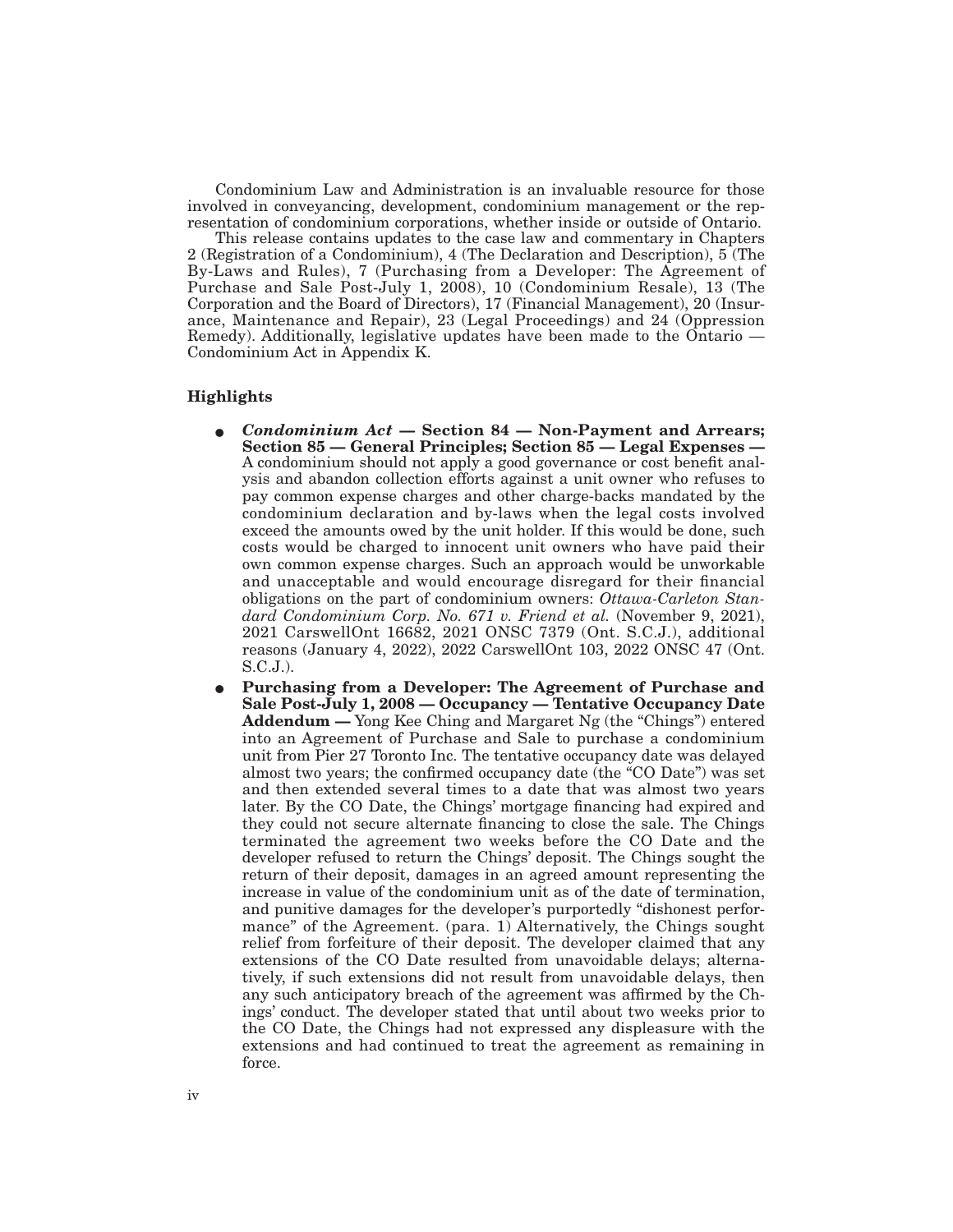Condominium Law and Administration is an invaluable resource for those involved in conveyancing, development, condominium management or the representation of condominium corporations, whether inside or outside of Ontario.

This release contains updates to the case law and commentary in Chapters 2 (Registration of a Condominium), 4 (The Declaration and Description), 5 (The By-Laws and Rules), 7 (Purchasing from a Developer: The Agreement of Purchase and Sale Post-July 1, 2008), 10 (Condominium Resale), 13 (The Corporation and the Board of Directors), 17 (Financial Management), 20 (Insurance, Maintenance and Repair), 23 (Legal Proceedings) and 24 (Oppression Remedy). Additionally, legislative updates have been made to the Ontario — Condominium Act in Appendix K.

### Highlights

- ***Condominium Act* — Section 84 — Non-Payment and Arrears; Section 85 — General Principles; Section 85 — Legal Expenses —** A condominium should not apply a good governance or cost benefit analysis and abandon collection efforts against a unit owner who refuses to pay common expense charges and other charge-backs mandated by the condominium declaration and by-laws when the legal costs involved exceed the amounts owed by the unit holder. If this would be done, such costs would be charged to innocent unit owners who have paid their own common expense charges. Such an approach would be unworkable and unacceptable and would encourage disregard for their financial obligations on the part of condominium owners: *Ottawa-Carleton Standard Condominium Corp. No. 671 v. Friend et al.* (November 9, 2021), 2021 CarswellOnt 16682, 2021 ONSC 7379 (Ont. S.C.J.), additional reasons (January 4, 2022), 2022 CarswellOnt 103, 2022 ONSC 47 (Ont. S.C.J.).
- **Purchasing from a Developer: The Agreement of Purchase and Sale Post-July 1, 2008 — Occupancy — Tentative Occupancy Date Addendum —** Yong Kee Ching and Margaret Ng (the "Chings") entered into an Agreement of Purchase and Sale to purchase a condominium unit from Pier 27 Toronto Inc. The tentative occupancy date was delayed almost two years; the confirmed occupancy date (the "CO Date") was set and then extended several times to a date that was almost two years later. By the CO Date, the Chings' mortgage financing had expired and they could not secure alternate financing to close the sale. The Chings terminated the agreement two weeks before the CO Date and the developer refused to return the Chings' deposit. The Chings sought the return of their deposit, damages in an agreed amount representing the increase in value of the condominium unit as of the date of termination, and punitive damages for the developer's purportedly "dishonest performance" of the Agreement. (para. 1) Alternatively, the Chings sought relief from forfeiture of their deposit. The developer claimed that any extensions of the CO Date resulted from unavoidable delays; alternatively, if such extensions did not result from unavoidable delays, then any such anticipatory breach of the agreement was affirmed by the Chings' conduct. The developer stated that until about two weeks prior to the CO Date, the Chings had not expressed any displeasure with the extensions and had continued to treat the agreement as remaining in force.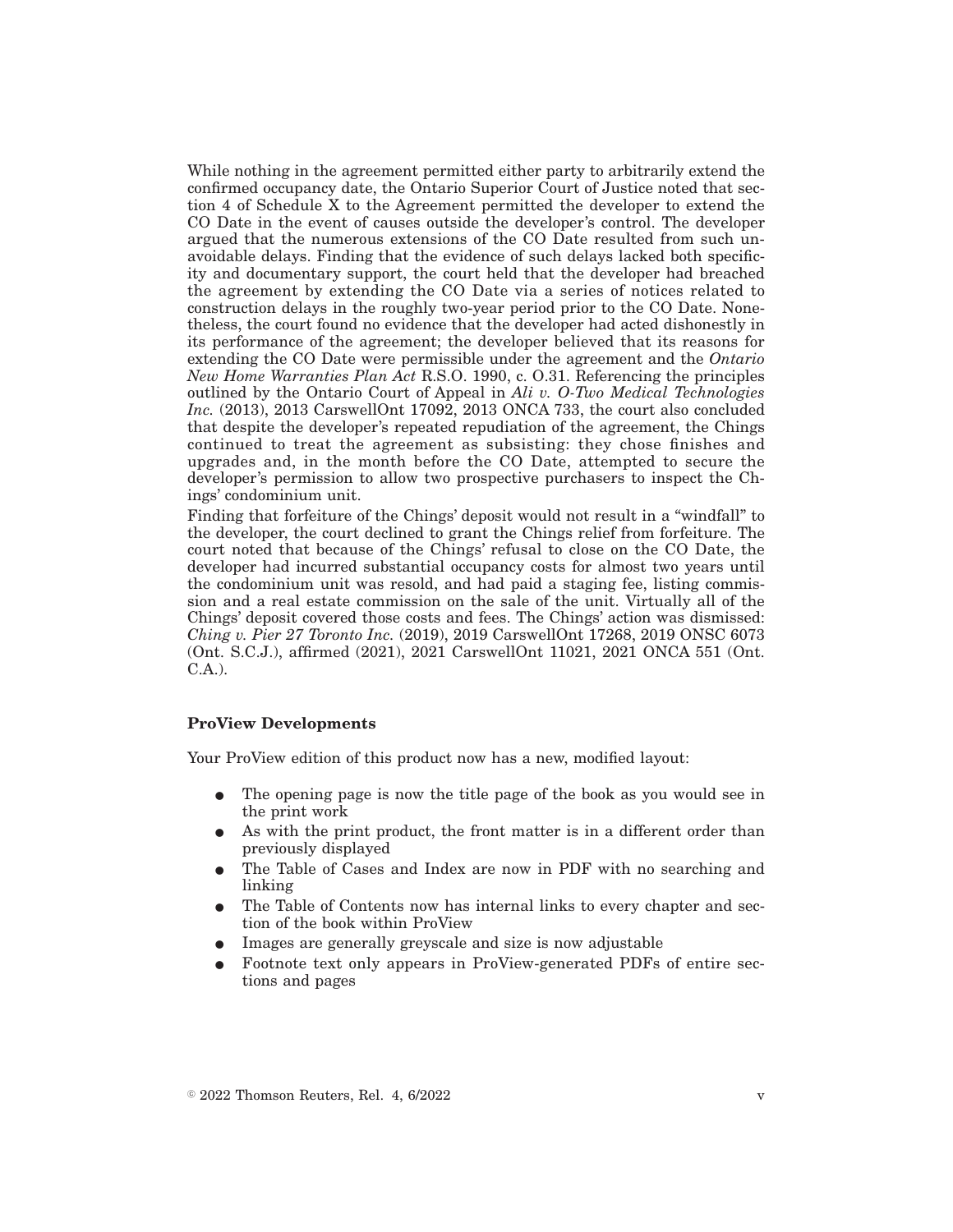While nothing in the agreement permitted either party to arbitrarily extend the confirmed occupancy date, the Ontario Superior Court of Justice noted that section 4 of Schedule X to the Agreement permitted the developer to extend the CO Date in the event of causes outside the developer's control. The developer argued that the numerous extensions of the CO Date resulted from such unavoidable delays. Finding that the evidence of such delays lacked both specificity and documentary support, the court held that the developer had breached the agreement by extending the CO Date via a series of notices related to construction delays in the roughly two-year period prior to the CO Date. Nonetheless, the court found no evidence that the developer had acted dishonestly in its performance of the agreement; the developer believed that its reasons for extending the CO Date were permissible under the agreement and the *Ontario New Home Warranties Plan Act* R.S.O. 1990, c. O.31. Referencing the principles outlined by the Ontario Court of Appeal in *Ali v. O-Two Medical Technologies Inc.* (2013), 2013 CarswellOnt 17092, 2013 ONCA 733, the court also concluded that despite the developer's repeated repudiation of the agreement, the Chings continued to treat the agreement as subsisting: they chose finishes and upgrades and, in the month before the CO Date, attempted to secure the developer's permission to allow two prospective purchasers to inspect the Chings' condominium unit.

Finding that forfeiture of the Chings' deposit would not result in a "windfall" to the developer, the court declined to grant the Chings relief from forfeiture. The court noted that because of the Chings' refusal to close on the CO Date, the developer had incurred substantial occupancy costs for almost two years until the condominium unit was resold, and had paid a staging fee, listing commission and a real estate commission on the sale of the unit. Virtually all of the Chings' deposit covered those costs and fees. The Chings' action was dismissed: *Ching v. Pier 27 Toronto Inc.* (2019), 2019 CarswellOnt 17268, 2019 ONSC 6073 (Ont. S.C.J.), affirmed (2021), 2021 CarswellOnt 11021, 2021 ONCA 551 (Ont. C.A.).

**ProView Developments**

Your ProView edition of this product now has a new, modified layout:

- The opening page is now the title page of the book as you would see in the print work
- As with the print product, the front matter is in a different order than previously displayed
- The Table of Cases and Index are now in PDF with no searching and linking
- The Table of Contents now has internal links to every chapter and section of the book within ProView
- Images are generally greyscale and size is now adjustable
- Footnote text only appears in ProView-generated PDFs of entire sections and pages